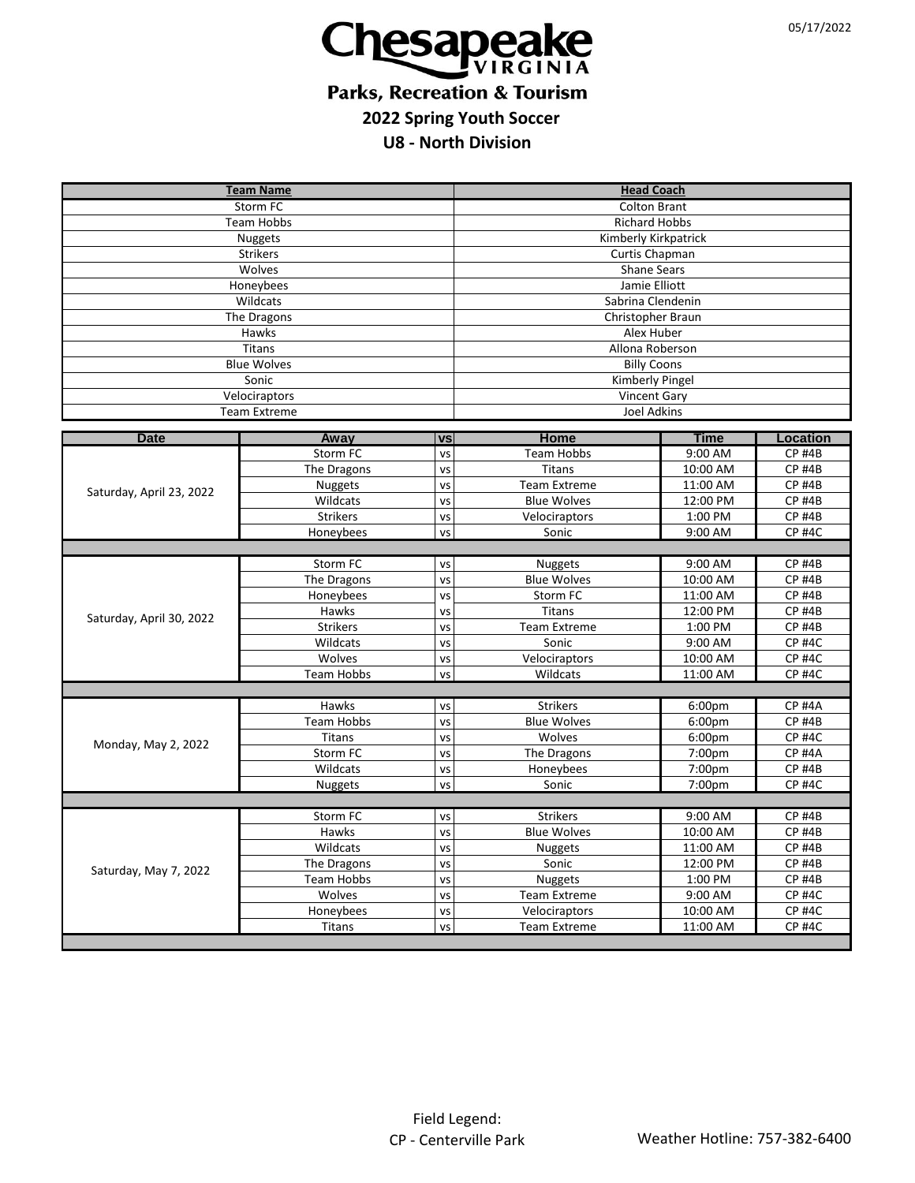05/17/2022

# Chesapeake VIRGINIA

## Parks, Recreation & Tourism

### 2022 Spring Youth Soccer

### U8 - North Division

| Team Name | Head Coach |
|---|---|
| Storm FC | Colton Brant |
| Team Hobbs | Richard Hobbs |
| Nuggets | Kimberly Kirkpatrick |
| Strikers | Curtis Chapman |
| Wolves | Shane Sears |
| Honeybees | Jamie Elliott |
| Wildcats | Sabrina Clendenin |
| The Dragons | Christopher Braun |
| Hawks | Alex Huber |
| Titans | Allona Roberson |
| Blue Wolves | Billy Coons |
| Sonic | Kimberly Pingel |
| Velociraptors | Vincent Gary |
| Team Extreme | Joel Adkins |

| Date | Away | vs | Home | Time | Location |
|---|---|---|---|---|---|
| Saturday, April 23, 2022 | Storm FC | vs | Team Hobbs | 9:00 AM | CP #4B |
| | The Dragons | vs | Titans | 10:00 AM | CP #4B |
| | Nuggets | vs | Team Extreme | 11:00 AM | CP #4B |
| | Wildcats | vs | Blue Wolves | 12:00 PM | CP #4B |
| | Strikers | vs | Velociraptors | 1:00 PM | CP #4B |
| | Honeybees | vs | Sonic | 9:00 AM | CP #4C |
| Saturday, April 30, 2022 | Storm FC | vs | Nuggets | 9:00 AM | CP #4B |
| | The Dragons | vs | Blue Wolves | 10:00 AM | CP #4B |
| | Honeybees | vs | Storm FC | 11:00 AM | CP #4B |
| | Hawks | vs | Titans | 12:00 PM | CP #4B |
| | Strikers | vs | Team Extreme | 1:00 PM | CP #4B |
| | Wildcats | vs | Sonic | 9:00 AM | CP #4C |
| | Wolves | vs | Velociraptors | 10:00 AM | CP #4C |
| | Team Hobbs | vs | Wildcats | 11:00 AM | CP #4C |
| Monday, May 2, 2022 | Hawks | vs | Strikers | 6:00pm | CP #4A |
| | Team Hobbs | vs | Blue Wolves | 6:00pm | CP #4B |
| | Titans | vs | Wolves | 6:00pm | CP #4C |
| | Storm FC | vs | The Dragons | 7:00pm | CP #4A |
| | Wildcats | vs | Honeybees | 7:00pm | CP #4B |
| | Nuggets | vs | Sonic | 7:00pm | CP #4C |
| Saturday, May 7, 2022 | Storm FC | vs | Strikers | 9:00 AM | CP #4B |
| | Hawks | vs | Blue Wolves | 10:00 AM | CP #4B |
| | Wildcats | vs | Nuggets | 11:00 AM | CP #4B |
| | The Dragons | vs | Sonic | 12:00 PM | CP #4B |
| | Team Hobbs | vs | Nuggets | 1:00 PM | CP #4B |
| | Wolves | vs | Team Extreme | 9:00 AM | CP #4C |
| | Honeybees | vs | Velociraptors | 10:00 AM | CP #4C |
| | Titans | vs | Team Extreme | 11:00 AM | CP #4C |

Field Legend:
CP - Centerville Park

Weather Hotline: 757-382-6400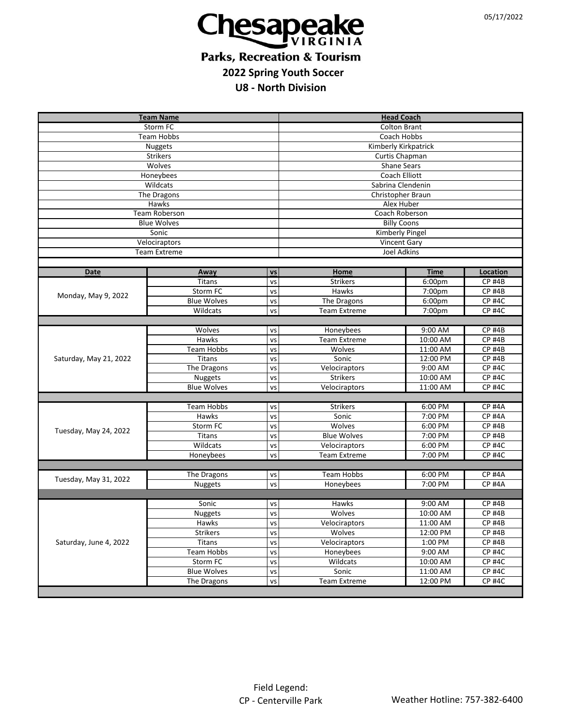# Chesapeake VIRGINIA

## Parks, Recreation & Tourism

## 2022 Spring Youth Soccer

## U8 - North Division

05/17/2022

| Team Name | Head Coach |
|---|---|
| Storm FC | Colton Brant |
| Team Hobbs | Coach Hobbs |
| Nuggets | Kimberly Kirkpatrick |
| Strikers | Curtis Chapman |
| Wolves | Shane Sears |
| Honeybees | Coach Elliott |
| Wildcats | Sabrina Clendenin |
| The Dragons | Christopher Braun |
| Hawks | Alex Huber |
| Team Roberson | Coach Roberson |
| Blue Wolves | Billy Coons |
| Sonic | Kimberly Pingel |
| Velociraptors | Vincent Gary |
| Team Extreme | Joel Adkins |

| Date | Away | vs | Home | Time | Location |
|---|---|---|---|---|---|
| Monday, May 9, 2022 | Titans | vs | Strikers | 6:00pm | CP #4B |
| | Storm FC | vs | Hawks | 7:00pm | CP #4B |
| | Blue Wolves | vs | The Dragons | 6:00pm | CP #4C |
| | Wildcats | vs | Team Extreme | 7:00pm | CP #4C |
| Saturday, May 21, 2022 | Wolves | vs | Honeybees | 9:00 AM | CP #4B |
| | Hawks | vs | Team Extreme | 10:00 AM | CP #4B |
| | Team Hobbs | vs | Wolves | 11:00 AM | CP #4B |
| | Titans | vs | Sonic | 12:00 PM | CP #4B |
| | The Dragons | vs | Velociraptors | 9:00 AM | CP #4C |
| | Nuggets | vs | Strikers | 10:00 AM | CP #4C |
| | Blue Wolves | vs | Velociraptors | 11:00 AM | CP #4C |
| Tuesday, May 24, 2022 | Team Hobbs | vs | Strikers | 6:00 PM | CP #4A |
| | Hawks | vs | Sonic | 7:00 PM | CP #4A |
| | Storm FC | vs | Wolves | 6:00 PM | CP #4B |
| | Titans | vs | Blue Wolves | 7:00 PM | CP #4B |
| | Wildcats | vs | Velociraptors | 6:00 PM | CP #4C |
| | Honeybees | vs | Team Extreme | 7:00 PM | CP #4C |
| Tuesday, May 31, 2022 | The Dragons | vs | Team Hobbs | 6:00 PM | CP #4A |
| | Nuggets | vs | Honeybees | 7:00 PM | CP #4A |
| Saturday, June 4, 2022 | Sonic | vs | Hawks | 9:00 AM | CP #4B |
| | Nuggets | vs | Wolves | 10:00 AM | CP #4B |
| | Hawks | vs | Velociraptors | 11:00 AM | CP #4B |
| | Strikers | vs | Wolves | 12:00 PM | CP #4B |
| | Titans | vs | Velociraptors | 1:00 PM | CP #4B |
| | Team Hobbs | vs | Honeybees | 9:00 AM | CP #4C |
| | Storm FC | vs | Wildcats | 10:00 AM | CP #4C |
| | Blue Wolves | vs | Sonic | 11:00 AM | CP #4C |
| | The Dragons | vs | Team Extreme | 12:00 PM | CP #4C |

Field Legend:
CP - Centerville Park

Weather Hotline: 757-382-6400